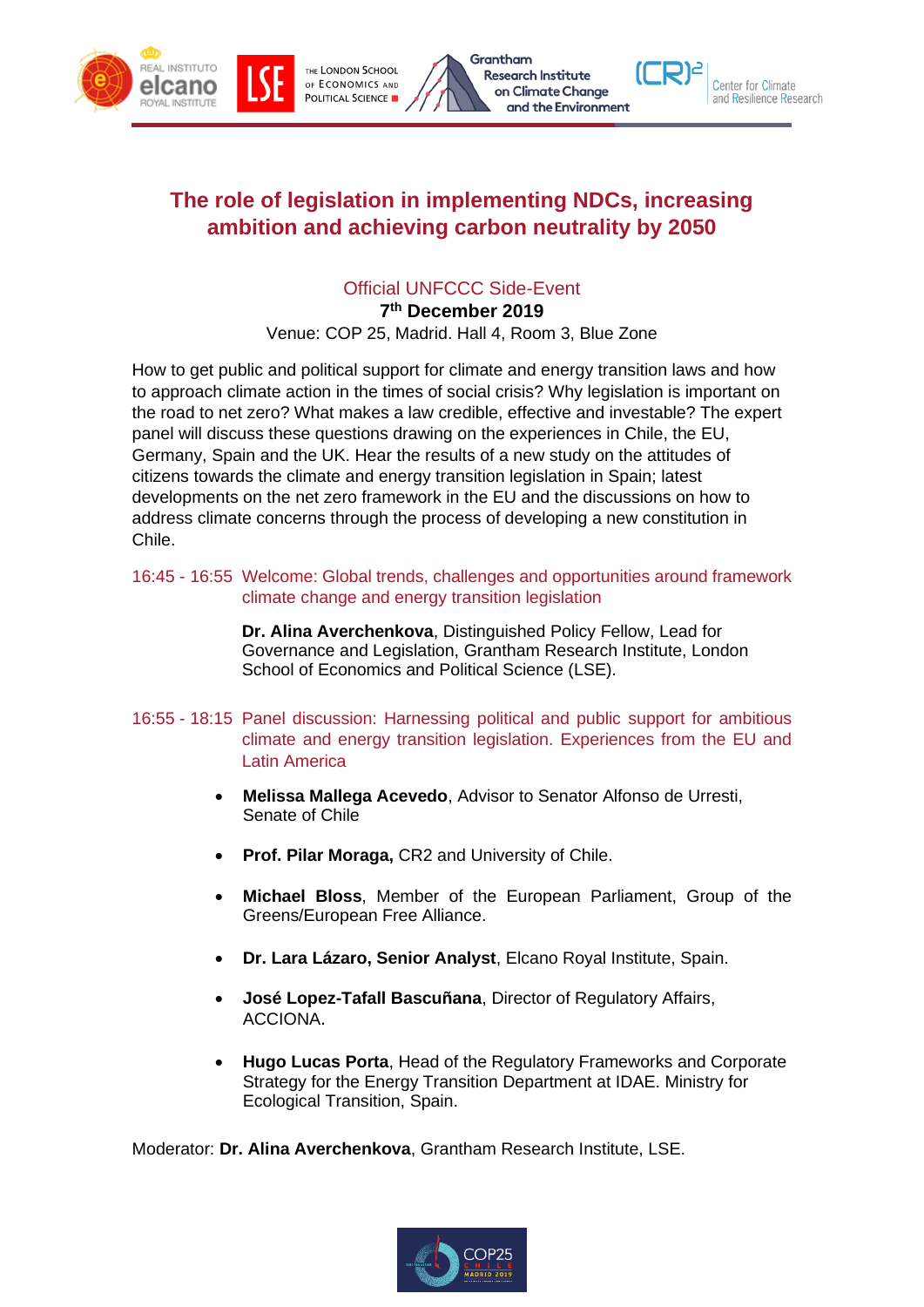# The role of legislation in implementing NDCs, increasing ambition and achieving carbon neutrality by 2050

Official UNFCCC Side-Event

**7th December 2019**

Venue: COP 25, Madrid. Hall 4, Room 3, Blue Zone

How to get public and political support for climate and energy transition laws and how to approach climate action in the times of social crisis? Why legislation is important on the road to net zero? What makes a law credible, effective and investable? The expert panel will discuss these questions drawing on the experiences in Chile, the EU, Germany, Spain and the UK. Hear the results of a new study on the attitudes of citizens towards the climate and energy transition legislation in Spain; latest developments on the net zero framework in the EU and the discussions on how to address climate concerns through the process of developing a new constitution in Chile.

16:45 - 16:55 Welcome: Global trends, challenges and opportunities around framework climate change and energy transition legislation

**Dr. Alina Averchenkova**, Distinguished Policy Fellow, Lead for Governance and Legislation, Grantham Research Institute, London School of Economics and Political Science (LSE).

16:55 - 18:15 Panel discussion: Harnessing political and public support for ambitious climate and energy transition legislation. Experiences from the EU and Latin America

- **Melissa Mallega Acevedo**, Advisor to Senator Alfonso de Urresti, Senate of Chile
- **Prof. Pilar Moraga,** CR2 and University of Chile.
- **Michael Bloss**, Member of the European Parliament, Group of the Greens/European Free Alliance.
- **Dr. Lara Lázaro, Senior Analyst**, Elcano Royal Institute, Spain.
- **José Lopez-Tafall Bascuñana**, Director of Regulatory Affairs, ACCIONA.
- **Hugo Lucas Porta**, Head of the Regulatory Frameworks and Corporate Strategy for the Energy Transition Department at IDAE. Ministry for Ecological Transition, Spain.

Moderator: **Dr. Alina Averchenkova**, Grantham Research Institute, LSE.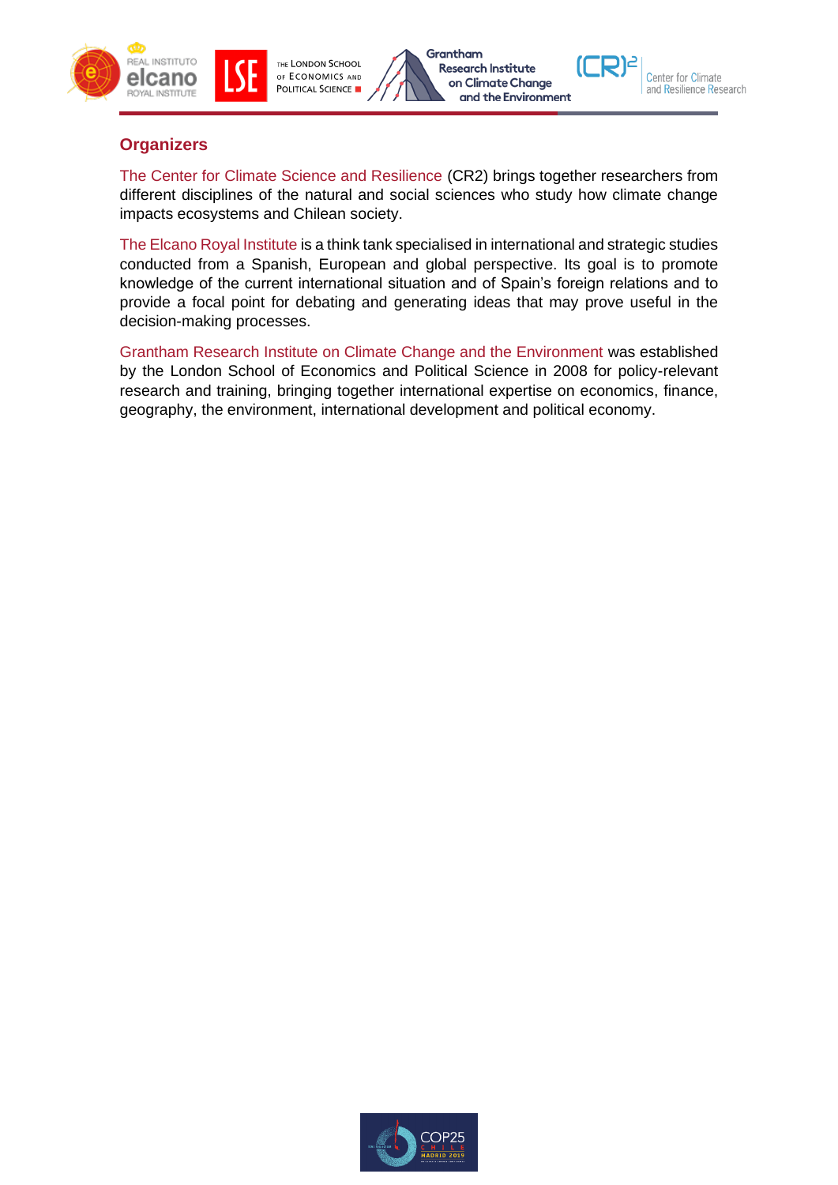## Organizers

The Center for Climate Science and Resilience (CR2) brings together researchers from different disciplines of the natural and social sciences who study how climate change impacts ecosystems and Chilean society.

The Elcano Royal Institute is a think tank specialised in international and strategic studies conducted from a Spanish, European and global perspective. Its goal is to promote knowledge of the current international situation and of Spain's foreign relations and to provide a focal point for debating and generating ideas that may prove useful in the decision-making processes.

Grantham Research Institute on Climate Change and the Environment was established by the London School of Economics and Political Science in 2008 for policy-relevant research and training, bringing together international expertise on economics, finance, geography, the environment, international development and political economy.